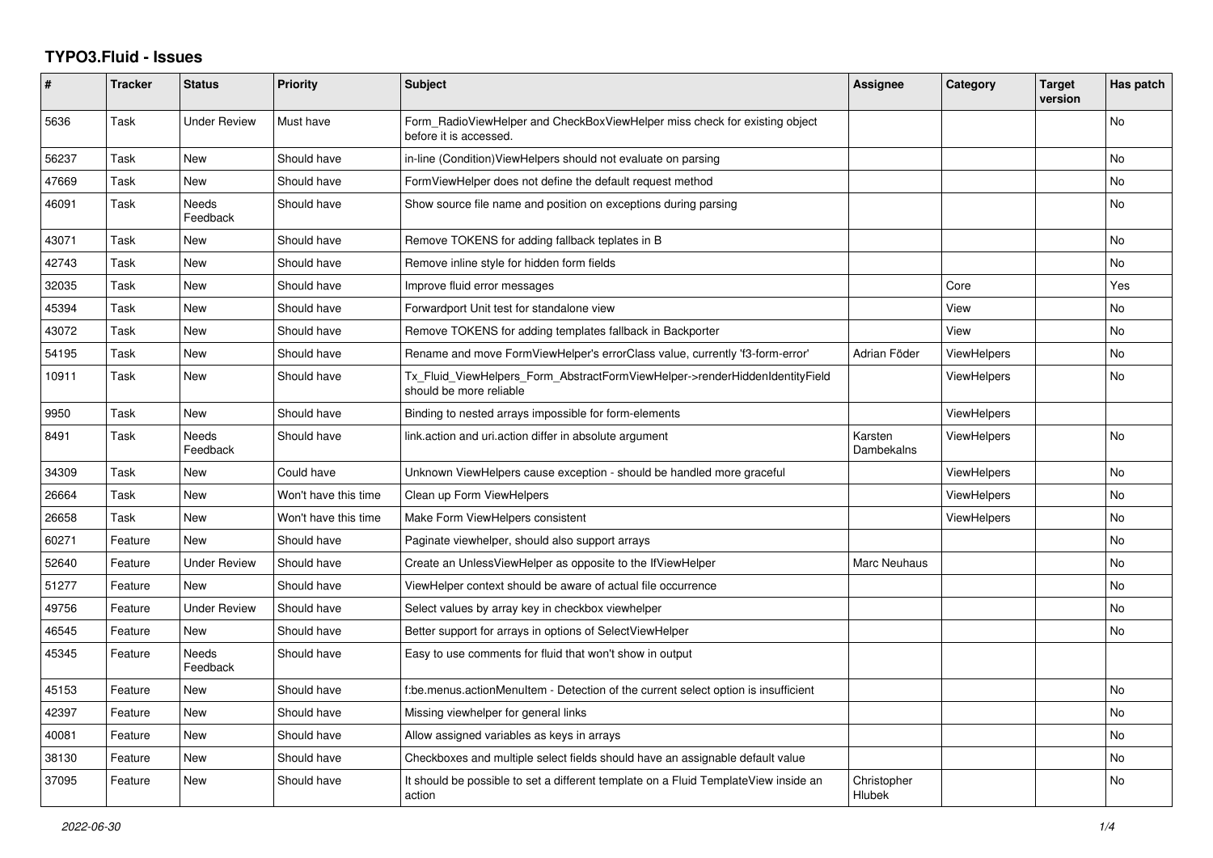# TYPO3.Fluid - Issues

| # | Tracker | Status | Priority | Subject | Assignee | Category | Target version | Has patch |
|---|---|---|---|---|---|---|---|---|
| 5636 | Task | Under Review | Must have | Form_RadioViewHelper and CheckBoxViewHelper miss check for existing object before it is accessed. | | | | No |
| 56237 | Task | New | Should have | in-line (Condition)ViewHelpers should not evaluate on parsing | | | | No |
| 47669 | Task | New | Should have | FormViewHelper does not define the default request method | | | | No |
| 46091 | Task | Needs Feedback | Should have | Show source file name and position on exceptions during parsing | | | | No |
| 43071 | Task | New | Should have | Remove TOKENS for adding fallback teplates in B | | | | No |
| 42743 | Task | New | Should have | Remove inline style for hidden form fields | | | | No |
| 32035 | Task | New | Should have | Improve fluid error messages | | Core | | Yes |
| 45394 | Task | New | Should have | Forwardport Unit test for standalone view | | View | | No |
| 43072 | Task | New | Should have | Remove TOKENS for adding templates fallback in Backporter | | View | | No |
| 54195 | Task | New | Should have | Rename and move FormViewHelper's errorClass value, currently 'f3-form-error' | Adrian Föder | ViewHelpers | | No |
| 10911 | Task | New | Should have | Tx_Fluid_ViewHelpers_Form_AbstractFormViewHelper->renderHiddenIdentityField should be more reliable | | ViewHelpers | | No |
| 9950 | Task | New | Should have | Binding to nested arrays impossible for form-elements | | ViewHelpers | | |
| 8491 | Task | Needs Feedback | Should have | link.action and uri.action differ in absolute argument | Karsten Dambekalns | ViewHelpers | | No |
| 34309 | Task | New | Could have | Unknown ViewHelpers cause exception - should be handled more graceful | | ViewHelpers | | No |
| 26664 | Task | New | Won't have this time | Clean up Form ViewHelpers | | ViewHelpers | | No |
| 26658 | Task | New | Won't have this time | Make Form ViewHelpers consistent | | ViewHelpers | | No |
| 60271 | Feature | New | Should have | Paginate viewhelper, should also support arrays | | | | No |
| 52640 | Feature | Under Review | Should have | Create an UnlessViewHelper as opposite to the IfViewHelper | Marc Neuhaus | | | No |
| 51277 | Feature | New | Should have | ViewHelper context should be aware of actual file occurrence | | | | No |
| 49756 | Feature | Under Review | Should have | Select values by array key in checkbox viewhelper | | | | No |
| 46545 | Feature | New | Should have | Better support for arrays in options of SelectViewHelper | | | | No |
| 45345 | Feature | Needs Feedback | Should have | Easy to use comments for fluid that won't show in output | | | | |
| 45153 | Feature | New | Should have | f:be.menus.actionMenuItem - Detection of the current select option is insufficient | | | | No |
| 42397 | Feature | New | Should have | Missing viewhelper for general links | | | | No |
| 40081 | Feature | New | Should have | Allow assigned variables as keys in arrays | | | | No |
| 38130 | Feature | New | Should have | Checkboxes and multiple select fields should have an assignable default value | | | | No |
| 37095 | Feature | New | Should have | It should be possible to set a different template on a Fluid TemplateView inside an action | Christopher Hlubek | | | No |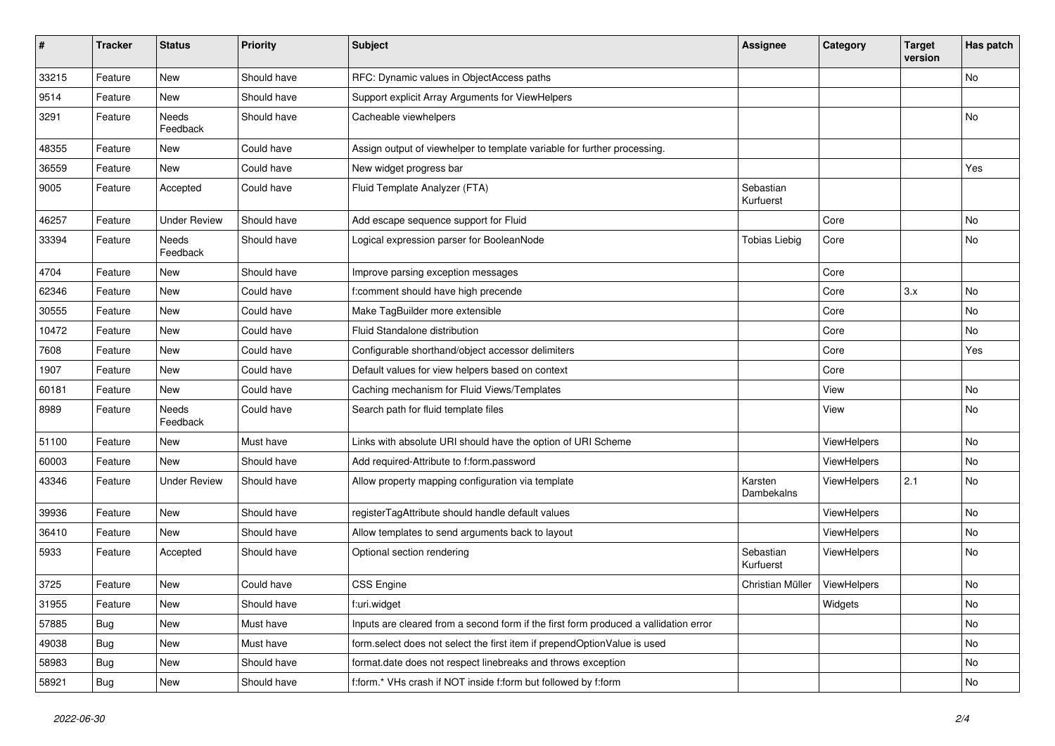| # | Tracker | Status | Priority | Subject | Assignee | Category | Target version | Has patch |
|---|---|---|---|---|---|---|---|---|
| 33215 | Feature | New | Should have | RFC: Dynamic values in ObjectAccess paths | | | | No |
| 9514 | Feature | New | Should have | Support explicit Array Arguments for ViewHelpers | | | | |
| 3291 | Feature | Needs Feedback | Should have | Cacheable viewhelpers | | | | No |
| 48355 | Feature | New | Could have | Assign output of viewhelper to template variable for further processing. | | | | |
| 36559 | Feature | New | Could have | New widget progress bar | | | | Yes |
| 9005 | Feature | Accepted | Could have | Fluid Template Analyzer (FTA) | Sebastian Kurfuerst | | | |
| 46257 | Feature | Under Review | Should have | Add escape sequence support for Fluid | | Core | | No |
| 33394 | Feature | Needs Feedback | Should have | Logical expression parser for BooleanNode | Tobias Liebig | Core | | No |
| 4704 | Feature | New | Should have | Improve parsing exception messages | | Core | | |
| 62346 | Feature | New | Could have | f:comment should have high precende | | Core | 3.x | No |
| 30555 | Feature | New | Could have | Make TagBuilder more extensible | | Core | | No |
| 10472 | Feature | New | Could have | Fluid Standalone distribution | | Core | | No |
| 7608 | Feature | New | Could have | Configurable shorthand/object accessor delimiters | | Core | | Yes |
| 1907 | Feature | New | Could have | Default values for view helpers based on context | | Core | | |
| 60181 | Feature | New | Could have | Caching mechanism for Fluid Views/Templates | | View | | No |
| 8989 | Feature | Needs Feedback | Could have | Search path for fluid template files | | View | | No |
| 51100 | Feature | New | Must have | Links with absolute URI should have the option of URI Scheme | | ViewHelpers | | No |
| 60003 | Feature | New | Should have | Add required-Attribute to f:form.password | | ViewHelpers | | No |
| 43346 | Feature | Under Review | Should have | Allow property mapping configuration via template | Karsten Dambekalns | ViewHelpers | 2.1 | No |
| 39936 | Feature | New | Should have | registerTagAttribute should handle default values | | ViewHelpers | | No |
| 36410 | Feature | New | Should have | Allow templates to send arguments back to layout | | ViewHelpers | | No |
| 5933 | Feature | Accepted | Should have | Optional section rendering | Sebastian Kurfuerst | ViewHelpers | | No |
| 3725 | Feature | New | Could have | CSS Engine | Christian Müller | ViewHelpers | | No |
| 31955 | Feature | New | Should have | f:uri.widget | | Widgets | | No |
| 57885 | Bug | New | Must have | Inputs are cleared from a second form if the first form produced a vallidation error | | | | No |
| 49038 | Bug | New | Must have | form.select does not select the first item if prependOptionValue is used | | | | No |
| 58983 | Bug | New | Should have | format.date does not respect linebreaks and throws exception | | | | No |
| 58921 | Bug | New | Should have | f:form.* VHs crash if NOT inside f:form but followed by f:form | | | | No |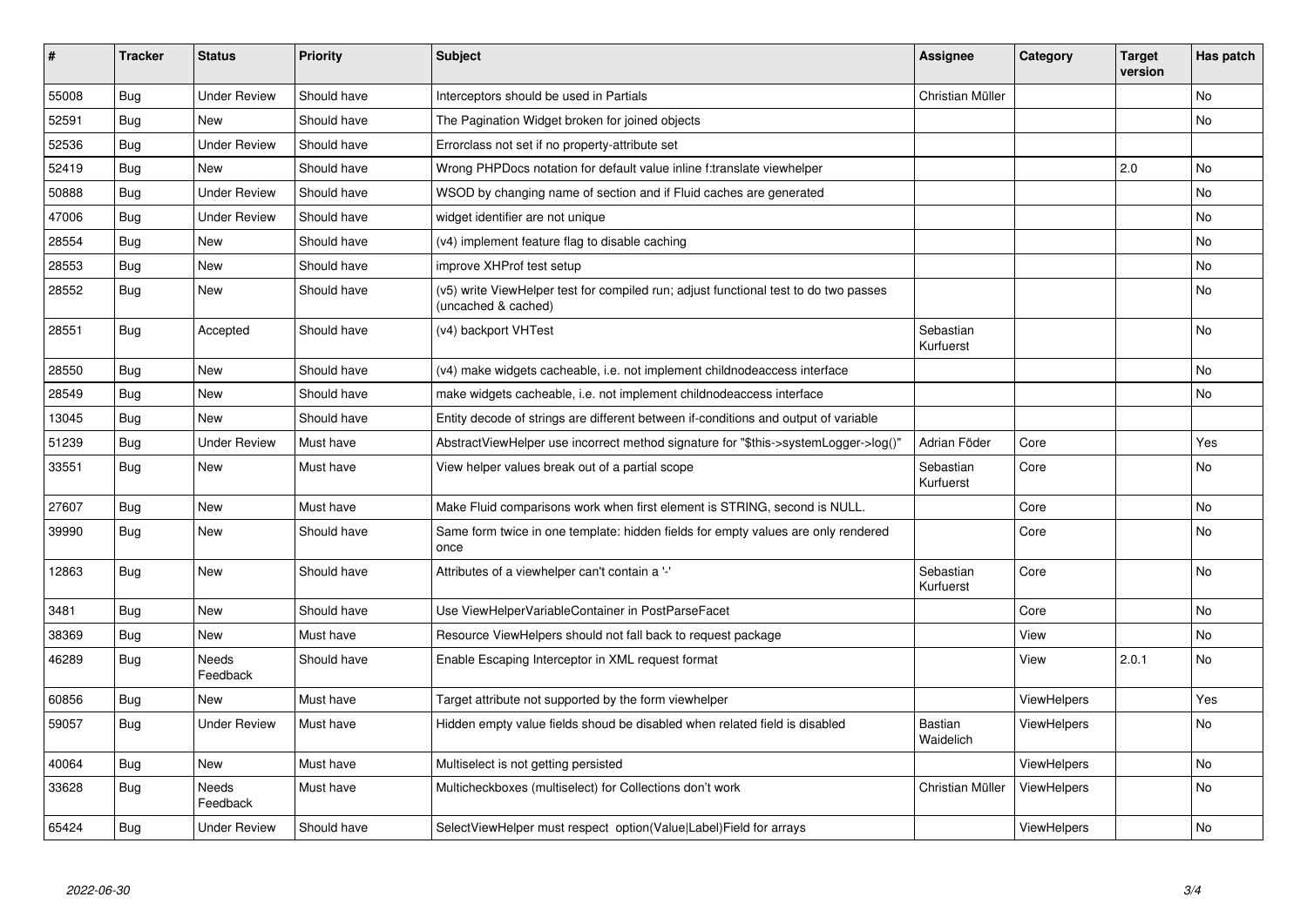| # | Tracker | Status | Priority | Subject | Assignee | Category | Target version | Has patch |
|---|---|---|---|---|---|---|---|---|
| 55008 | Bug | Under Review | Should have | Interceptors should be used in Partials | Christian Müller | | | No |
| 52591 | Bug | New | Should have | The Pagination Widget broken for joined objects | | | | No |
| 52536 | Bug | Under Review | Should have | Errorclass not set if no property-attribute set | | | | |
| 52419 | Bug | New | Should have | Wrong PHPDocs notation for default value inline f:translate viewhelper | | | 2.0 | No |
| 50888 | Bug | Under Review | Should have | WSOD by changing name of section and if Fluid caches are generated | | | | No |
| 47006 | Bug | Under Review | Should have | widget identifier are not unique | | | | No |
| 28554 | Bug | New | Should have | (v4) implement feature flag to disable caching | | | | No |
| 28553 | Bug | New | Should have | improve XHProf test setup | | | | No |
| 28552 | Bug | New | Should have | (v5) write ViewHelper test for compiled run; adjust functional test to do two passes (uncached & cached) | | | | No |
| 28551 | Bug | Accepted | Should have | (v4) backport VHTest | Sebastian Kurfuerst | | | No |
| 28550 | Bug | New | Should have | (v4) make widgets cacheable, i.e. not implement childnodeaccess interface | | | | No |
| 28549 | Bug | New | Should have | make widgets cacheable, i.e. not implement childnodeaccess interface | | | | No |
| 13045 | Bug | New | Should have | Entity decode of strings are different between if-conditions and output of variable | | | | |
| 51239 | Bug | Under Review | Must have | AbstractViewHelper use incorrect method signature for "$this->systemLogger->log()" | Adrian Föder | Core | | Yes |
| 33551 | Bug | New | Must have | View helper values break out of a partial scope | Sebastian Kurfuerst | Core | | No |
| 27607 | Bug | New | Must have | Make Fluid comparisons work when first element is STRING, second is NULL. | | Core | | No |
| 39990 | Bug | New | Should have | Same form twice in one template: hidden fields for empty values are only rendered once | | Core | | No |
| 12863 | Bug | New | Should have | Attributes of a viewhelper can't contain a '-' | Sebastian Kurfuerst | Core | | No |
| 3481 | Bug | New | Should have | Use ViewHelperVariableContainer in PostParseFacet | | Core | | No |
| 38369 | Bug | New | Must have | Resource ViewHelpers should not fall back to request package | | View | | No |
| 46289 | Bug | Needs Feedback | Should have | Enable Escaping Interceptor in XML request format | | View | 2.0.1 | No |
| 60856 | Bug | New | Must have | Target attribute not supported by the form viewhelper | | ViewHelpers | | Yes |
| 59057 | Bug | Under Review | Must have | Hidden empty value fields shoud be disabled when related field is disabled | Bastian Waidelich | ViewHelpers | | No |
| 40064 | Bug | New | Must have | Multiselect is not getting persisted | | ViewHelpers | | No |
| 33628 | Bug | Needs Feedback | Must have | Multicheckboxes (multiselect) for Collections don't work | Christian Müller | ViewHelpers | | No |
| 65424 | Bug | Under Review | Should have | SelectViewHelper must respect option(Value\|Label)Field for arrays | | ViewHelpers | | No |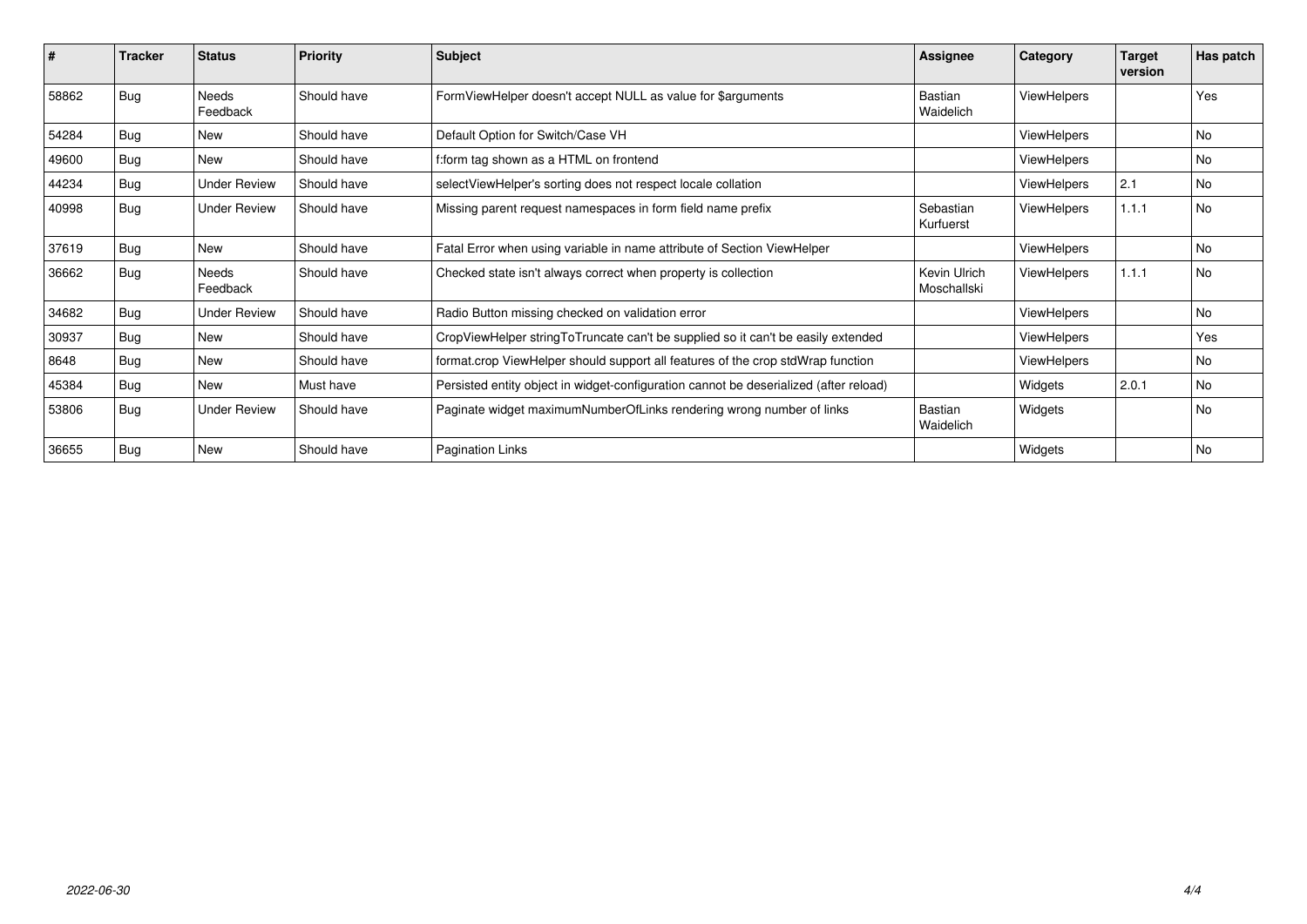| # | Tracker | Status | Priority | Subject | Assignee | Category | Target version | Has patch |
|---|---|---|---|---|---|---|---|---|
| 58862 | Bug | Needs Feedback | Should have | FormViewHelper doesn't accept NULL as value for $arguments | Bastian Waidelich | ViewHelpers | | Yes |
| 54284 | Bug | New | Should have | Default Option for Switch/Case VH | | ViewHelpers | | No |
| 49600 | Bug | New | Should have | f:form tag shown as a HTML on frontend | | ViewHelpers | | No |
| 44234 | Bug | Under Review | Should have | selectViewHelper's sorting does not respect locale collation | | ViewHelpers | 2.1 | No |
| 40998 | Bug | Under Review | Should have | Missing parent request namespaces in form field name prefix | Sebastian Kurfuerst | ViewHelpers | 1.1.1 | No |
| 37619 | Bug | New | Should have | Fatal Error when using variable in name attribute of Section ViewHelper | | ViewHelpers | | No |
| 36662 | Bug | Needs Feedback | Should have | Checked state isn't always correct when property is collection | Kevin Ulrich Moschallski | ViewHelpers | 1.1.1 | No |
| 34682 | Bug | Under Review | Should have | Radio Button missing checked on validation error | | ViewHelpers | | No |
| 30937 | Bug | New | Should have | CropViewHelper stringToTruncate can't be supplied so it can't be easily extended | | ViewHelpers | | Yes |
| 8648 | Bug | New | Should have | format.crop ViewHelper should support all features of the crop stdWrap function | | ViewHelpers | | No |
| 45384 | Bug | New | Must have | Persisted entity object in widget-configuration cannot be deserialized (after reload) | | Widgets | 2.0.1 | No |
| 53806 | Bug | Under Review | Should have | Paginate widget maximumNumberOfLinks rendering wrong number of links | Bastian Waidelich | Widgets | | No |
| 36655 | Bug | New | Should have | Pagination Links | | Widgets | | No |